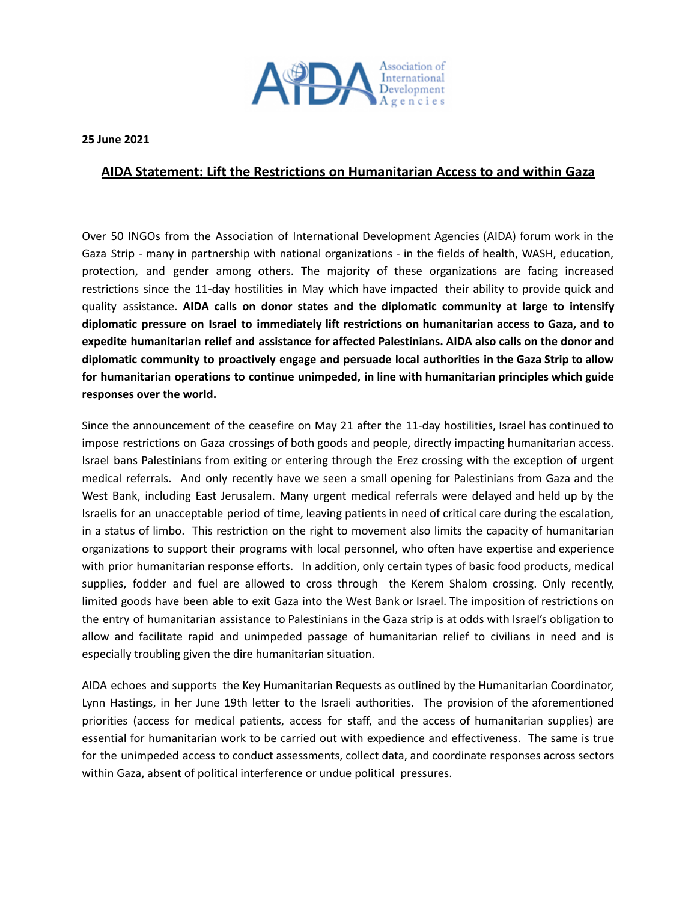**25 June 2021**

## AIDA Statement: Lift the Restrictions on Humanitarian Access to and within Gaza

Over 50 INGOs from the Association of International Development Agencies (AIDA) forum work in the Gaza Strip - many in partnership with national organizations - in the fields of health, WASH, education, protection, and gender among others. The majority of these organizations are facing increased restrictions since the 11-day hostilities in May which have impacted their ability to provide quick and quality assistance. **AIDA calls on donor states and the diplomatic community at large to intensify diplomatic pressure on Israel to immediately lift restrictions on humanitarian access to Gaza, and to expedite humanitarian relief and assistance for affected Palestinians. AIDA also calls on the donor and diplomatic community to proactively engage and persuade local authorities in the Gaza Strip to allow for humanitarian operations to continue unimpeded, in line with humanitarian principles which guide responses over the world.**

Since the announcement of the ceasefire on May 21 after the 11-day hostilities, Israel has continued to impose restrictions on Gaza crossings of both goods and people, directly impacting humanitarian access. Israel bans Palestinians from exiting or entering through the Erez crossing with the exception of urgent medical referrals. And only recently have we seen a small opening for Palestinians from Gaza and the West Bank, including East Jerusalem. Many urgent medical referrals were delayed and held up by the Israelis for an unacceptable period of time, leaving patients in need of critical care during the escalation, in a status of limbo. This restriction on the right to movement also limits the capacity of humanitarian organizations to support their programs with local personnel, who often have expertise and experience with prior humanitarian response efforts. In addition, only certain types of basic food products, medical supplies, fodder and fuel are allowed to cross through the Kerem Shalom crossing. Only recently, limited goods have been able to exit Gaza into the West Bank or Israel. The imposition of restrictions on the entry of humanitarian assistance to Palestinians in the Gaza strip is at odds with Israel's obligation to allow and facilitate rapid and unimpeded passage of humanitarian relief to civilians in need and is especially troubling given the dire humanitarian situation.

AIDA echoes and supports the Key Humanitarian Requests as outlined by the Humanitarian Coordinator, Lynn Hastings, in her June 19th letter to the Israeli authorities. The provision of the aforementioned priorities (access for medical patients, access for staff, and the access of humanitarian supplies) are essential for humanitarian work to be carried out with expedience and effectiveness. The same is true for the unimpeded access to conduct assessments, collect data, and coordinate responses across sectors within Gaza, absent of political interference or undue political pressures.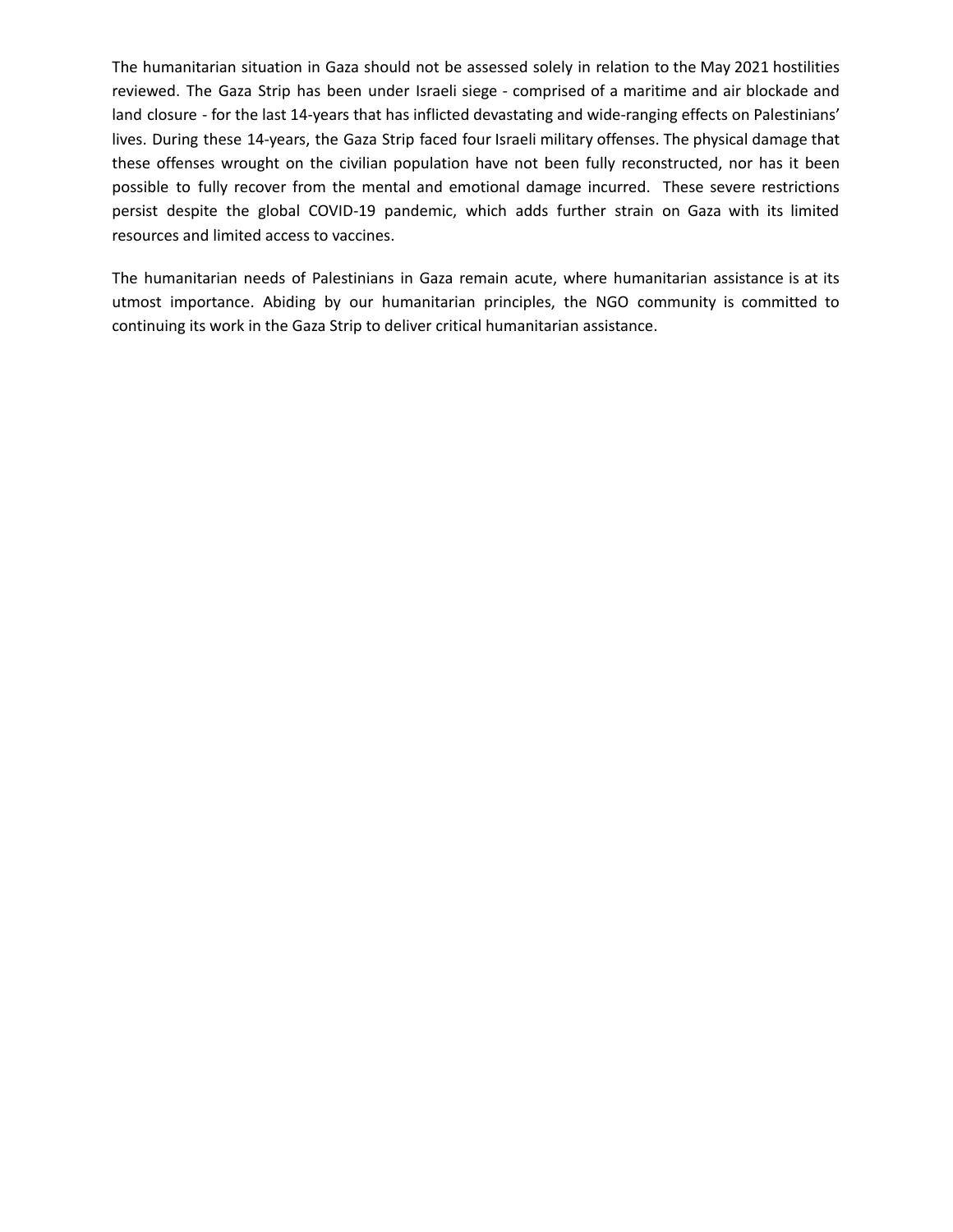The humanitarian situation in Gaza should not be assessed solely in relation to the May 2021 hostilities reviewed. The Gaza Strip has been under Israeli siege - comprised of a maritime and air blockade and land closure - for the last 14-years that has inflicted devastating and wide-ranging effects on Palestinians' lives. During these 14-years, the Gaza Strip faced four Israeli military offenses. The physical damage that these offenses wrought on the civilian population have not been fully reconstructed, nor has it been possible to fully recover from the mental and emotional damage incurred. These severe restrictions persist despite the global COVID-19 pandemic, which adds further strain on Gaza with its limited resources and limited access to vaccines.

The humanitarian needs of Palestinians in Gaza remain acute, where humanitarian assistance is at its utmost importance. Abiding by our humanitarian principles, the NGO community is committed to continuing its work in the Gaza Strip to deliver critical humanitarian assistance.